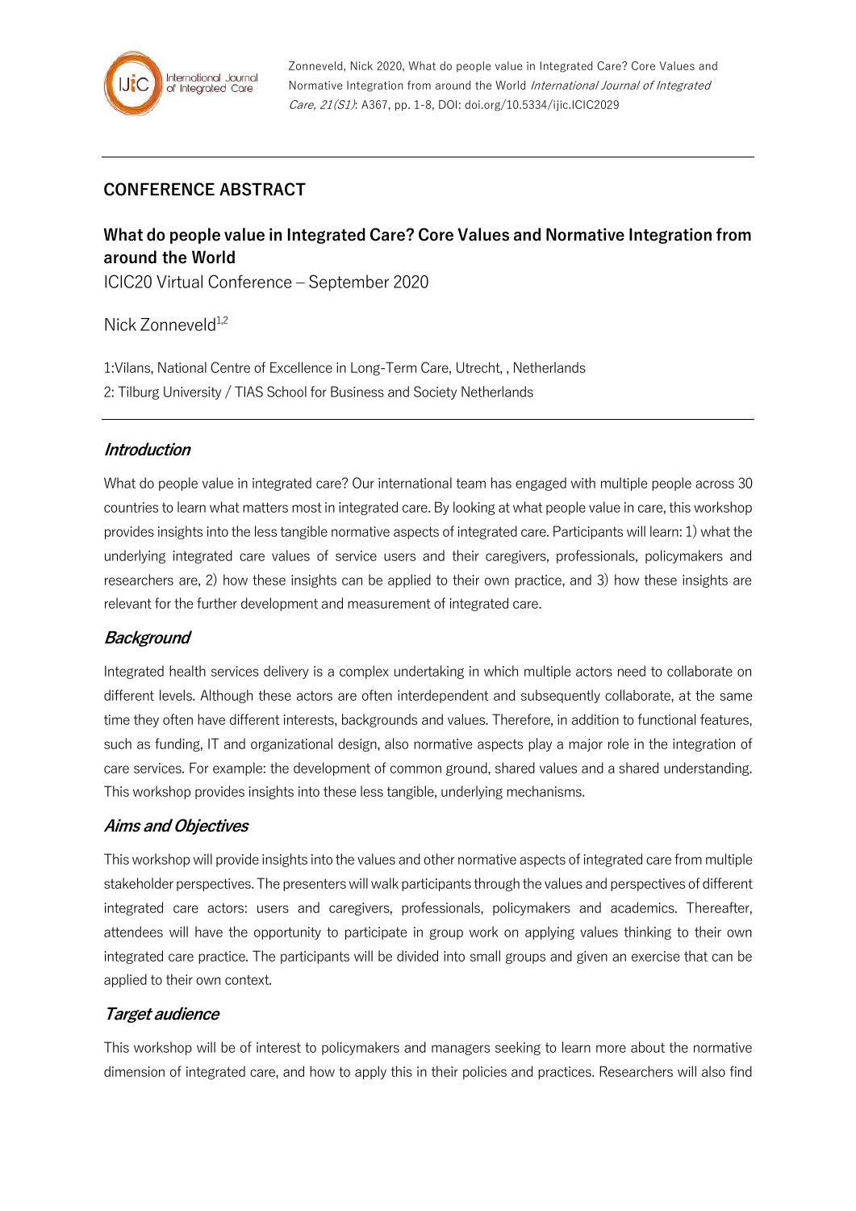## CONFERENCE ABSTRACT

# What do people value in Integrated Care? Core Values and Normative Integration from around the World

ICIC20 Virtual Conference – September 2020

Nick Zonneveld[1,2]

1:Vilans, National Centre of Excellence in Long-Term Care, Utrecht, , Netherlands

2: Tilburg University / TIAS School for Business and Society Netherlands

### *Introduction*

What do people value in integrated care? Our international team has engaged with multiple people across 30 countries to learn what matters most in integrated care. By looking at what people value in care, this workshop provides insights into the less tangible normative aspects of integrated care. Participants will learn: 1) what the underlying integrated care values of service users and their caregivers, professionals, policymakers and researchers are, 2) how these insights can be applied to their own practice, and 3) how these insights are relevant for the further development and measurement of integrated care.

### *Background*

Integrated health services delivery is a complex undertaking in which multiple actors need to collaborate on different levels. Although these actors are often interdependent and subsequently collaborate, at the same time they often have different interests, backgrounds and values. Therefore, in addition to functional features, such as funding, IT and organizational design, also normative aspects play a major role in the integration of care services. For example: the development of common ground, shared values and a shared understanding. This workshop provides insights into these less tangible, underlying mechanisms.

### *Aims and Objectives*

This workshop will provide insights into the values and other normative aspects of integrated care from multiple stakeholder perspectives. The presenters will walk participants through the values and perspectives of different integrated care actors: users and caregivers, professionals, policymakers and academics. Thereafter, attendees will have the opportunity to participate in group work on applying values thinking to their own integrated care practice. The participants will be divided into small groups and given an exercise that can be applied to their own context.

### *Target audience*

This workshop will be of interest to policymakers and managers seeking to learn more about the normative dimension of integrated care, and how to apply this in their policies and practices. Researchers will also find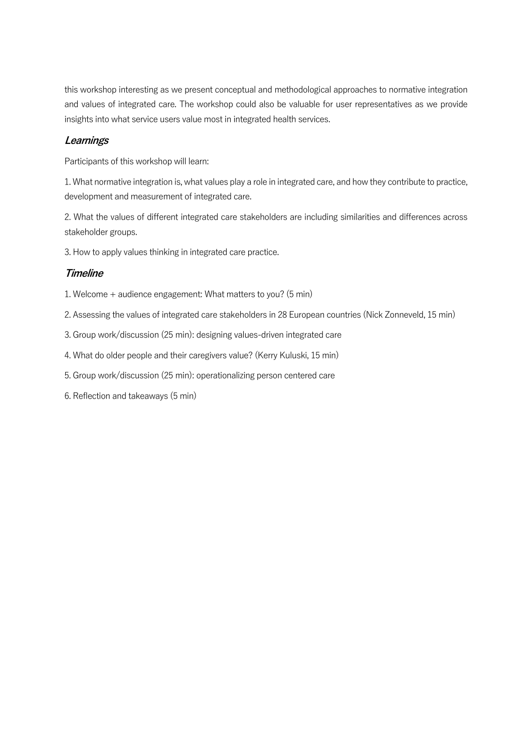this workshop interesting as we present conceptual and methodological approaches to normative integration and values of integrated care. The workshop could also be valuable for user representatives as we provide insights into what service users value most in integrated health services.

### *Learnings*

Participants of this workshop will learn:

1. What normative integration is, what values play a role in integrated care, and how they contribute to practice, development and measurement of integrated care.

2. What the values of different integrated care stakeholders are including similarities and differences across stakeholder groups.

3. How to apply values thinking in integrated care practice.

### *Timeline*

1. Welcome + audience engagement: What matters to you? (5 min)

2. Assessing the values of integrated care stakeholders in 28 European countries (Nick Zonneveld, 15 min)

3. Group work/discussion (25 min): designing values-driven integrated care

4. What do older people and their caregivers value? (Kerry Kuluski, 15 min)

5. Group work/discussion (25 min): operationalizing person centered care

6. Reflection and takeaways (5 min)